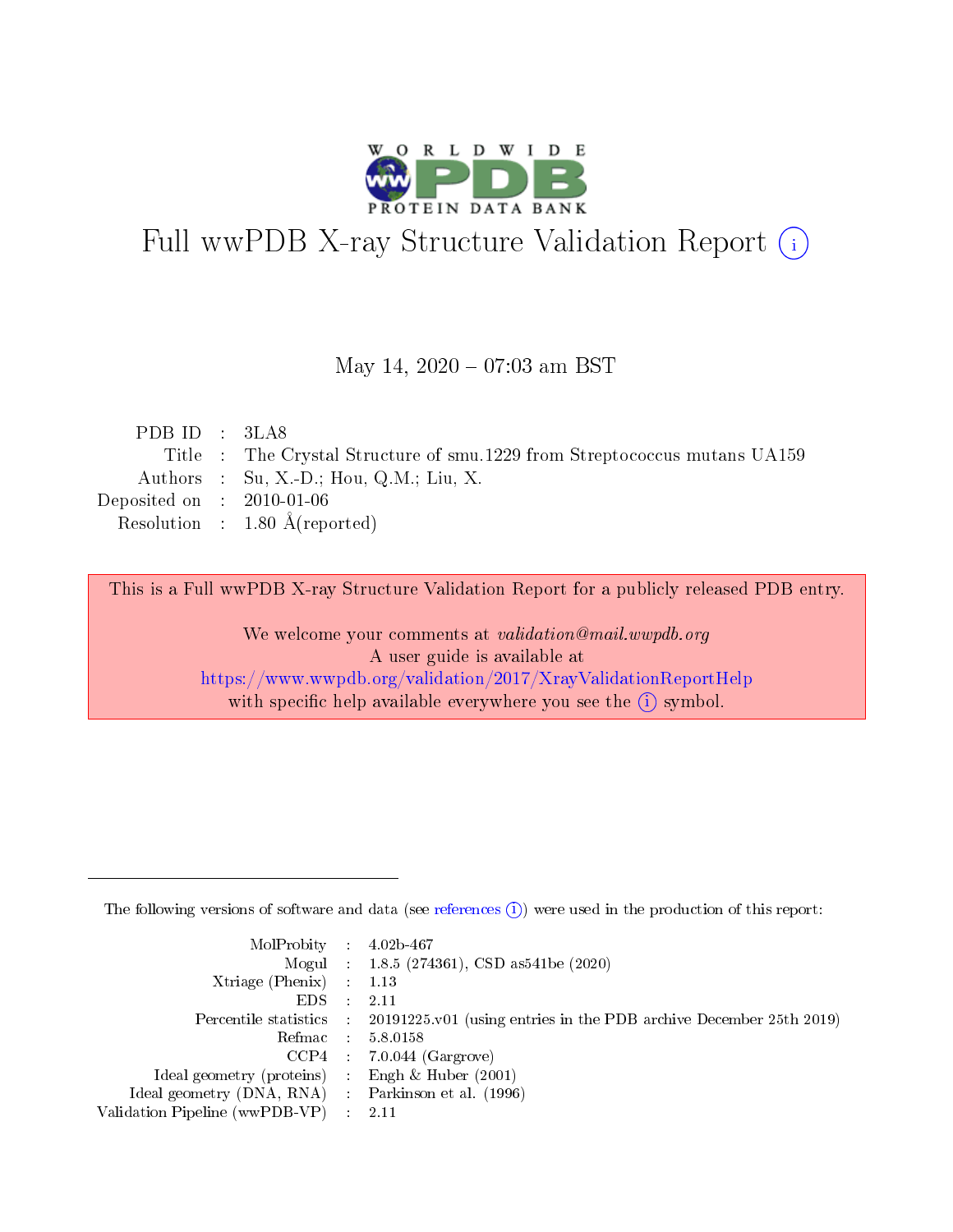# Full wwPDB X-ray Structure Validation Report (i)

May 14, 2020 – 07:03 am BST

| | | |
|---|---|---|
| PDB ID | : | 3LA8 |
| Title | : | The Crystal Structure of smu.1229 from Streptococcus mutans UA159 |
| Authors | : | Su, X.-D.; Hou, Q.M.; Liu, X. |
| Deposited on | : | 2010-01-06 |
| Resolution | : | 1.80 Å(reported) |

This is a Full wwPDB X-ray Structure Validation Report for a publicly released PDB entry.

We welcome your comments at *validation@mail.wwpdb.org*
A user guide is available at
https://www.wwpdb.org/validation/2017/XrayValidationReportHelp
with specific help available everywhere you see the (i) symbol.

---

The following versions of software and data (see references (i)) were used in the production of this report:

| | | |
|---|---|---|
| MolProbity | : | 4.02b-467 |
| Mogul | : | 1.8.5 (274361), CSD as541be (2020) |
| Xtriage (Phenix) | : | 1.13 |
| EDS | : | 2.11 |
| Percentile statistics | : | 20191225.v01 (using entries in the PDB archive December 25th 2019) |
| Refmac | : | 5.8.0158 |
| CCP4 | : | 7.0.044 (Gargrove) |
| Ideal geometry (proteins) | : | Engh & Huber (2001) |
| Ideal geometry (DNA, RNA) | : | Parkinson et al. (1996) |
| Validation Pipeline (wwPDB-VP) | : | 2.11 |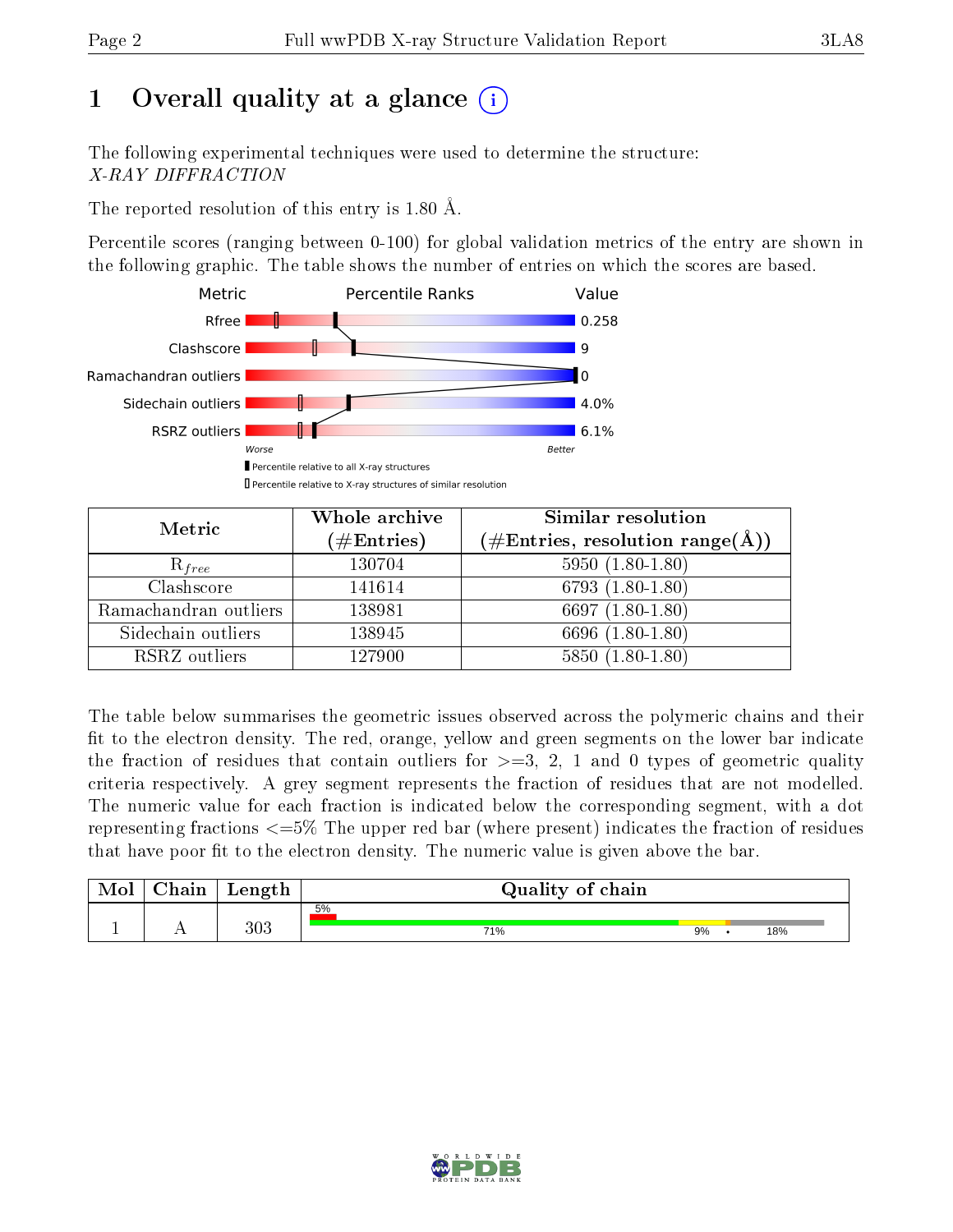# 1 Overall quality at a glance

The following experimental techniques were used to determine the structure:
*X-RAY DIFFRACTION*

The reported resolution of this entry is 1.80 Å.

Percentile scores (ranging between 0-100) for global validation metrics of the entry are shown in the following graphic. The table shows the number of entries on which the scores are based.

| Metric | Value |
|---|---|
| Rfree | 0.258 |
| Clashscore | 9 |
| Ramachandran outliers | 0 |
| Sidechain outliers | 4.0% |
| RSRZ outliers | 6.1% |

Worse — Better

Percentile relative to all X-ray structures
Percentile relative to X-ray structures of similar resolution

| Metric | Whole archive (#Entries) | Similar resolution (#Entries, resolution range(Å)) |
|---|---|---|
| $R_{free}$ | 130704 | 5950 (1.80-1.80) |
| Clashscore | 141614 | 6793 (1.80-1.80) |
| Ramachandran outliers | 138981 | 6697 (1.80-1.80) |
| Sidechain outliers | 138945 | 6696 (1.80-1.80) |
| RSRZ outliers | 127900 | 5850 (1.80-1.80) |

The table below summarises the geometric issues observed across the polymeric chains and their fit to the electron density. The red, orange, yellow and green segments on the lower bar indicate the fraction of residues that contain outliers for >=3, 2, 1 and 0 types of geometric quality criteria respectively. A grey segment represents the fraction of residues that are not modelled. The numeric value for each fraction is indicated below the corresponding segment, with a dot representing fractions <=5% The upper red bar (where present) indicates the fraction of residues that have poor fit to the electron density. The numeric value is given above the bar.

| Mol | Chain | Length | Quality of chain |
|---|---|---|---|
| 1 | A | 303 | 5% (poor fit); 71%, 9%, •, 18% |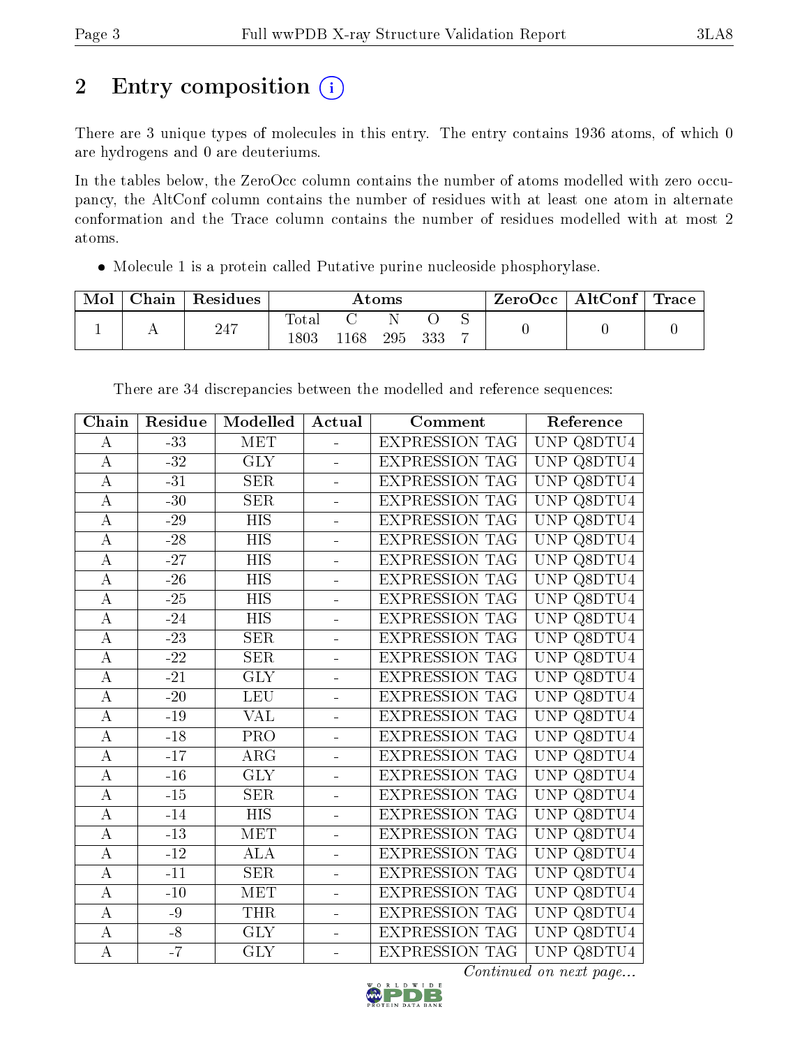## 2 Entry composition

There are 3 unique types of molecules in this entry. The entry contains 1936 atoms, of which 0 are hydrogens and 0 are deuteriums.

In the tables below, the ZeroOcc column contains the number of atoms modelled with zero occupancy, the AltConf column contains the number of residues with at least one atom in alternate conformation and the Trace column contains the number of residues modelled with at most 2 atoms.

- Molecule 1 is a protein called Putative purine nucleoside phosphorylase.

| Mol | Chain | Residues | Atoms | | | | | ZeroOcc | AltConf | Trace |
|---|---|---|---|---|---|---|---|---|---|---|
| | | | Total | C | N | O | S | | | |
| 1 | A | 247 | 1803 | 1168 | 295 | 333 | 7 | 0 | 0 | 0 |

There are 34 discrepancies between the modelled and reference sequences:

| Chain | Residue | Modelled | Actual | Comment | Reference |
|---|---|---|---|---|---|
| A | -33 | MET | - | EXPRESSION TAG | UNP Q8DTU4 |
| A | -32 | GLY | - | EXPRESSION TAG | UNP Q8DTU4 |
| A | -31 | SER | - | EXPRESSION TAG | UNP Q8DTU4 |
| A | -30 | SER | - | EXPRESSION TAG | UNP Q8DTU4 |
| A | -29 | HIS | - | EXPRESSION TAG | UNP Q8DTU4 |
| A | -28 | HIS | - | EXPRESSION TAG | UNP Q8DTU4 |
| A | -27 | HIS | - | EXPRESSION TAG | UNP Q8DTU4 |
| A | -26 | HIS | - | EXPRESSION TAG | UNP Q8DTU4 |
| A | -25 | HIS | - | EXPRESSION TAG | UNP Q8DTU4 |
| A | -24 | HIS | - | EXPRESSION TAG | UNP Q8DTU4 |
| A | -23 | SER | - | EXPRESSION TAG | UNP Q8DTU4 |
| A | -22 | SER | - | EXPRESSION TAG | UNP Q8DTU4 |
| A | -21 | GLY | - | EXPRESSION TAG | UNP Q8DTU4 |
| A | -20 | LEU | - | EXPRESSION TAG | UNP Q8DTU4 |
| A | -19 | VAL | - | EXPRESSION TAG | UNP Q8DTU4 |
| A | -18 | PRO | - | EXPRESSION TAG | UNP Q8DTU4 |
| A | -17 | ARG | - | EXPRESSION TAG | UNP Q8DTU4 |
| A | -16 | GLY | - | EXPRESSION TAG | UNP Q8DTU4 |
| A | -15 | SER | - | EXPRESSION TAG | UNP Q8DTU4 |
| A | -14 | HIS | - | EXPRESSION TAG | UNP Q8DTU4 |
| A | -13 | MET | - | EXPRESSION TAG | UNP Q8DTU4 |
| A | -12 | ALA | - | EXPRESSION TAG | UNP Q8DTU4 |
| A | -11 | SER | - | EXPRESSION TAG | UNP Q8DTU4 |
| A | -10 | MET | - | EXPRESSION TAG | UNP Q8DTU4 |
| A | -9 | THR | - | EXPRESSION TAG | UNP Q8DTU4 |
| A | -8 | GLY | - | EXPRESSION TAG | UNP Q8DTU4 |
| A | -7 | GLY | - | EXPRESSION TAG | UNP Q8DTU4 |

*Continued on next page...*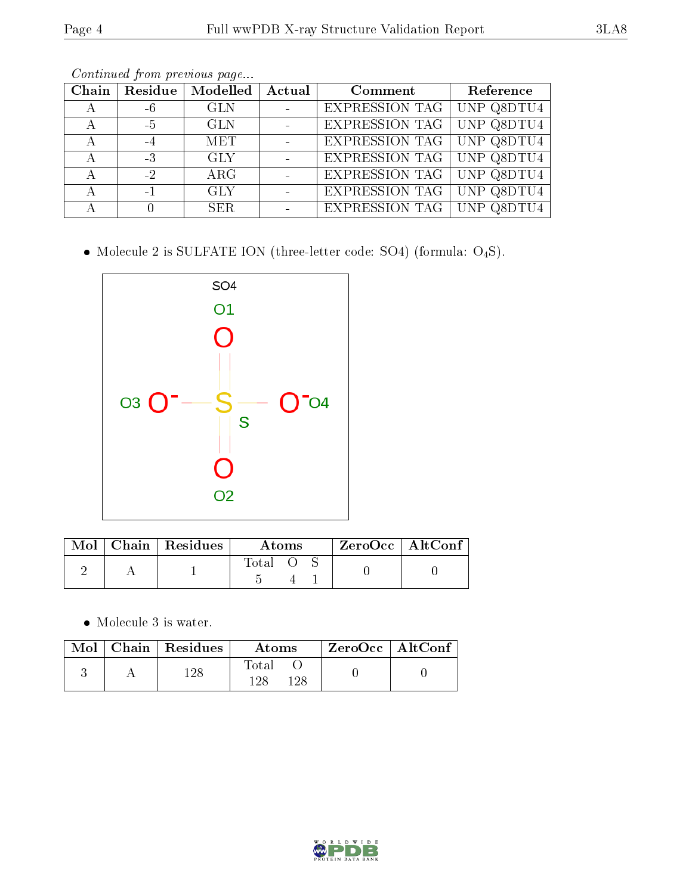*Continued from previous page...*

| Chain | Residue | Modelled | Actual | Comment | Reference |
|---|---|---|---|---|---|
| A | -6 | GLN | - | EXPRESSION TAG | UNP Q8DTU4 |
| A | -5 | GLN | - | EXPRESSION TAG | UNP Q8DTU4 |
| A | -4 | MET | - | EXPRESSION TAG | UNP Q8DTU4 |
| A | -3 | GLY | - | EXPRESSION TAG | UNP Q8DTU4 |
| A | -2 | ARG | - | EXPRESSION TAG | UNP Q8DTU4 |
| A | -1 | GLY | - | EXPRESSION TAG | UNP Q8DTU4 |
| A | 0 | SER | - | EXPRESSION TAG | UNP Q8DTU4 |

- Molecule 2 is SULFATE ION (three-letter code: SO4) (formula: $O_4S$).

| Mol | Chain | Residues | Atoms | | | ZeroOcc | AltConf |
|---|---|---|---|---|---|---|---|
| | | | Total | O | S | | |
| 2 | A | 1 | 5 | 4 | 1 | 0 | 0 |

- Molecule 3 is water.

| Mol | Chain | Residues | Atoms | | ZeroOcc | AltConf |
|---|---|---|---|---|---|---|
| | | | Total | O | | |
| 3 | A | 128 | 128 | 128 | 0 | 0 |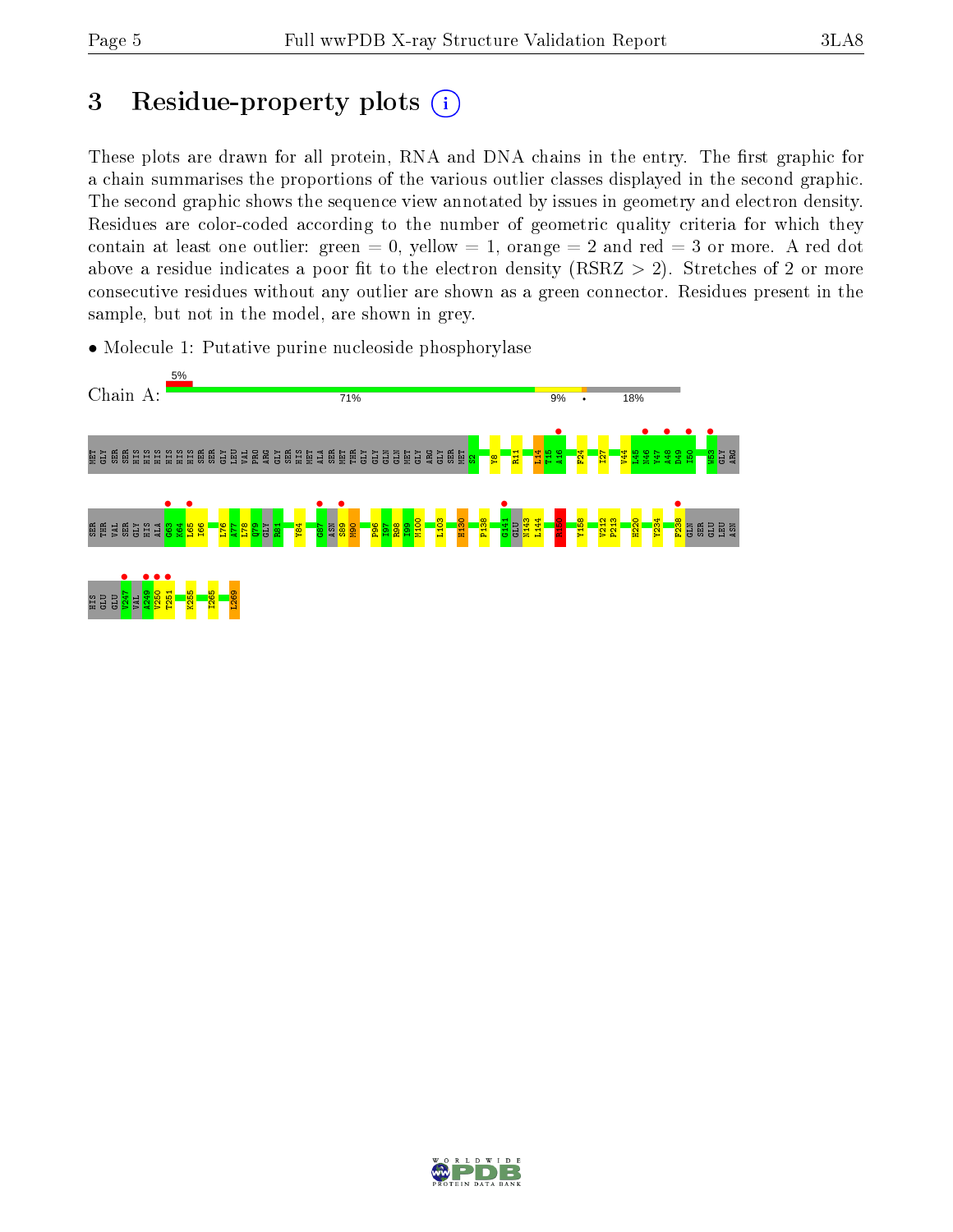# 3 Residue-property plots

These plots are drawn for all protein, RNA and DNA chains in the entry. The first graphic for a chain summarises the proportions of the various outlier classes displayed in the second graphic. The second graphic shows the sequence view annotated by issues in geometry and electron density. Residues are color-coded according to the number of geometric quality criteria for which they contain at least one outlier: green = 0, yellow = 1, orange = 2 and red = 3 or more. A red dot above a residue indicates a poor fit to the electron density (RSRZ > 2). Stretches of 2 or more consecutive residues without any outlier are shown as a green connector. Residues present in the sample, but not in the model, are shown in grey.

- Molecule 1: Putative purine nucleoside phosphorylase

Chain A: 5% | 71% | 9% | • | 18%

MET GLY SER SER HIS HIS HIS HIS HIS HIS SER SER GLY LEU VAL PRO ARG GLY SER HIS MET ALA SER MET THR GLY GLY GLN GLN MET GLY ARG GLY SER MET S2 Y8 R11 L14 T15 A16 F24 I27 V44 L45 N46 Y47 A48 D49 I50 W53 GLY ARG

SER THR VAL SER GLY HIS ALA G63 K64 L65 I66 L76 A77 L78 Q79 GLY R81 Y84 G87 ASN S89 M90 P96 I97 R98 I99 M100 L103 H130 P138 G141 GLU N143 L144 R150 Y158 V212 P213 H220 Y234 F238 GLN SER GLU LEU ASN

HIS GLU GLU V247 VAL A249 V250 T251 K255 I265 L269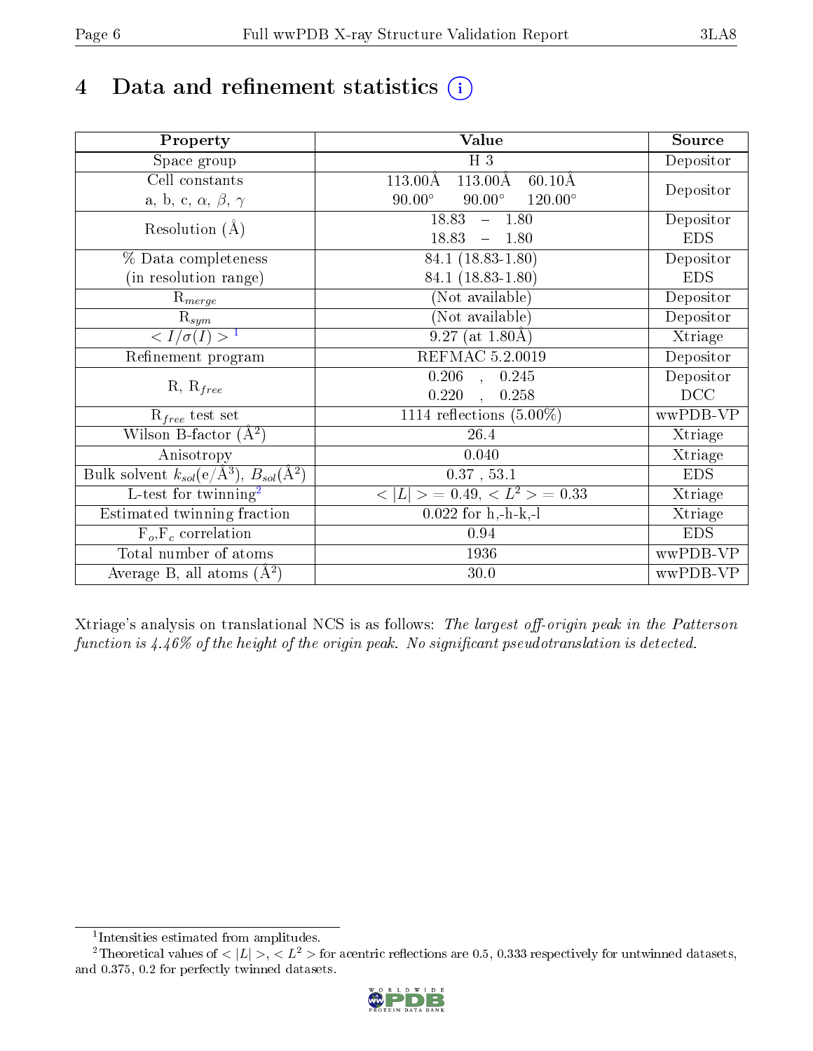# 4 Data and refinement statistics

| Property | Value | Source |
|---|---|---|
| Space group | H 3 | Depositor |
| Cell constants<br>a, b, c, $\alpha$, $\beta$, $\gamma$ | 113.00Å 113.00Å 60.10Å<br>90.00° 90.00° 120.00° | Depositor |
| Resolution (Å) | 18.83 – 1.80 | Depositor |
| | 18.83 – 1.80 | EDS |
| % Data completeness<br>(in resolution range) | 84.1 (18.83-1.80) | Depositor |
| | 84.1 (18.83-1.80) | EDS |
| $R_{merge}$ | (Not available) | Depositor |
| $R_{sym}$ | (Not available) | Depositor |
| $< I/\sigma(I) >$ [1] | 9.27 (at 1.80Å) | Xtriage |
| Refinement program | REFMAC 5.2.0019 | Depositor |
| R, $R_{free}$ | 0.206 , 0.245 | Depositor |
| | 0.220 , 0.258 | DCC |
| $R_{free}$ test set | 1114 reflections (5.00%) | wwPDB-VP |
| Wilson B-factor (Å$^2$) | 26.4 | Xtriage |
| Anisotropy | 0.040 | Xtriage |
| Bulk solvent $k_{sol}$(e/Å$^3$), $B_{sol}$(Å$^2$) | 0.37 , 53.1 | EDS |
| L-test for twinning[2] | $< \|L\| > = 0.49$, $< L^2 > = 0.33$ | Xtriage |
| Estimated twinning fraction | 0.022 for h,-h-k,-l | Xtriage |
| $F_o$,$F_c$ correlation | 0.94 | EDS |
| Total number of atoms | 1936 | wwPDB-VP |
| Average B, all atoms (Å$^2$) | 30.0 | wwPDB-VP |

Xtriage's analysis on translational NCS is as follows: *The largest off-origin peak in the Patterson function is 4.46% of the height of the origin peak. No significant pseudotranslation is detected.*

[1] Intensities estimated from amplitudes.

[2] Theoretical values of $< |L| >$, $< L^2 >$ for acentric reflections are 0.5, 0.333 respectively for untwinned datasets, and 0.375, 0.2 for perfectly twinned datasets.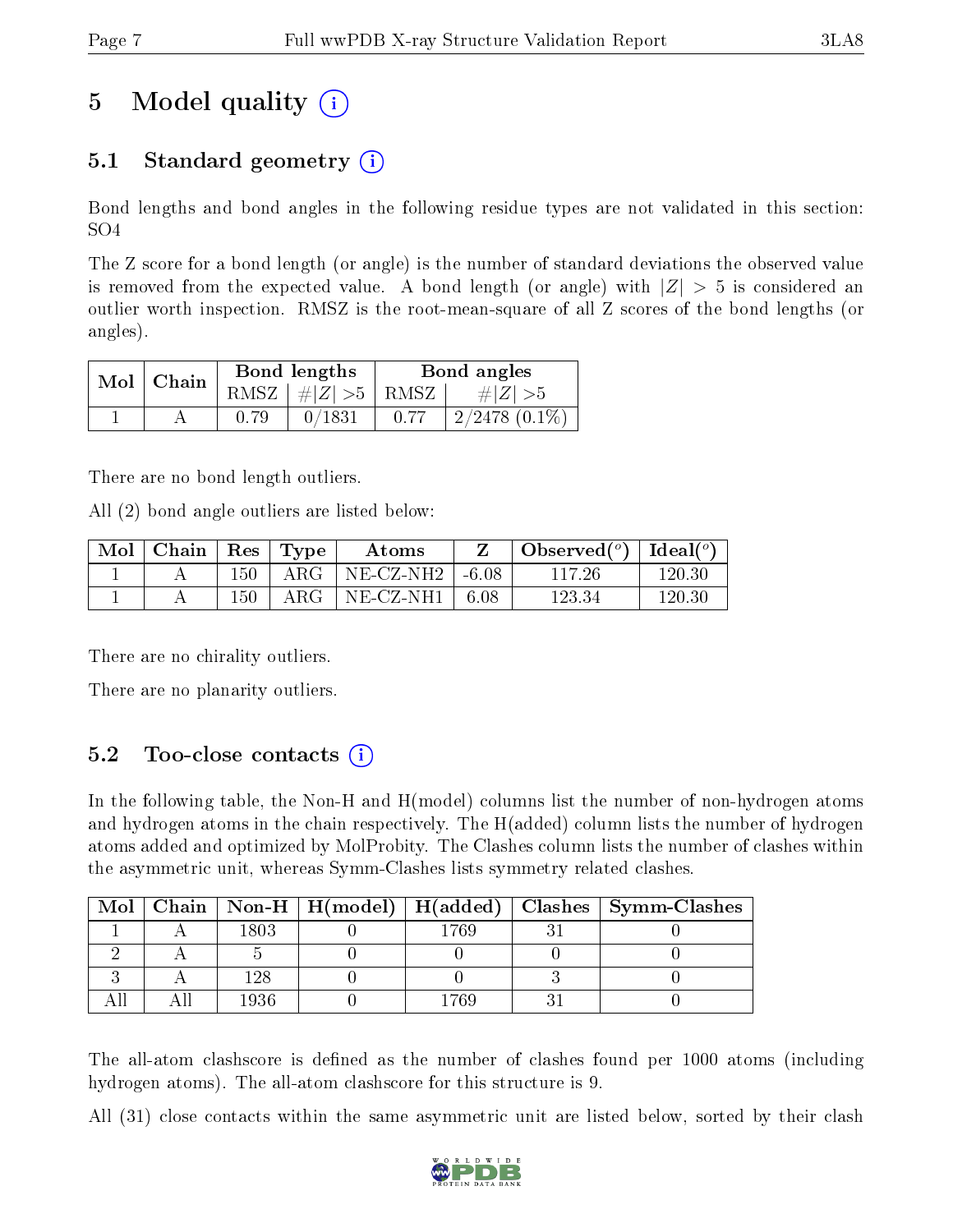# 5 Model quality (i)

## 5.1 Standard geometry (i)

Bond lengths and bond angles in the following residue types are not validated in this section: SO4

The Z score for a bond length (or angle) is the number of standard deviations the observed value is removed from the expected value. A bond length (or angle) with $|Z| > 5$ is considered an outlier worth inspection. RMSZ is the root-mean-square of all Z scores of the bond lengths (or angles).

| Mol | Chain | Bond lengths | | Bond angles | |
|---|---|---|---|---|---|
| | | RMSZ | $\#|Z| > 5$ | RMSZ | $\#|Z| > 5$ |
| 1 | A | 0.79 | 0/1831 | 0.77 | 2/2478 (0.1%) |

There are no bond length outliers.

All (2) bond angle outliers are listed below:

| Mol | Chain | Res | Type | Atoms | Z | Observed(°) | Ideal(°) |
|---|---|---|---|---|---|---|---|
| 1 | A | 150 | ARG | NE-CZ-NH2 | -6.08 | 117.26 | 120.30 |
| 1 | A | 150 | ARG | NE-CZ-NH1 | 6.08 | 123.34 | 120.30 |

There are no chirality outliers.

There are no planarity outliers.

## 5.2 Too-close contacts (i)

In the following table, the Non-H and H(model) columns list the number of non-hydrogen atoms and hydrogen atoms in the chain respectively. The H(added) column lists the number of hydrogen atoms added and optimized by MolProbity. The Clashes column lists the number of clashes within the asymmetric unit, whereas Symm-Clashes lists symmetry related clashes.

| Mol | Chain | Non-H | H(model) | H(added) | Clashes | Symm-Clashes |
|---|---|---|---|---|---|---|
| 1 | A | 1803 | 0 | 1769 | 31 | 0 |
| 2 | A | 5 | 0 | 0 | 0 | 0 |
| 3 | A | 128 | 0 | 0 | 3 | 0 |
| All | All | 1936 | 0 | 1769 | 31 | 0 |

The all-atom clashscore is defined as the number of clashes found per 1000 atoms (including hydrogen atoms). The all-atom clashscore for this structure is 9.

All (31) close contacts within the same asymmetric unit are listed below, sorted by their clash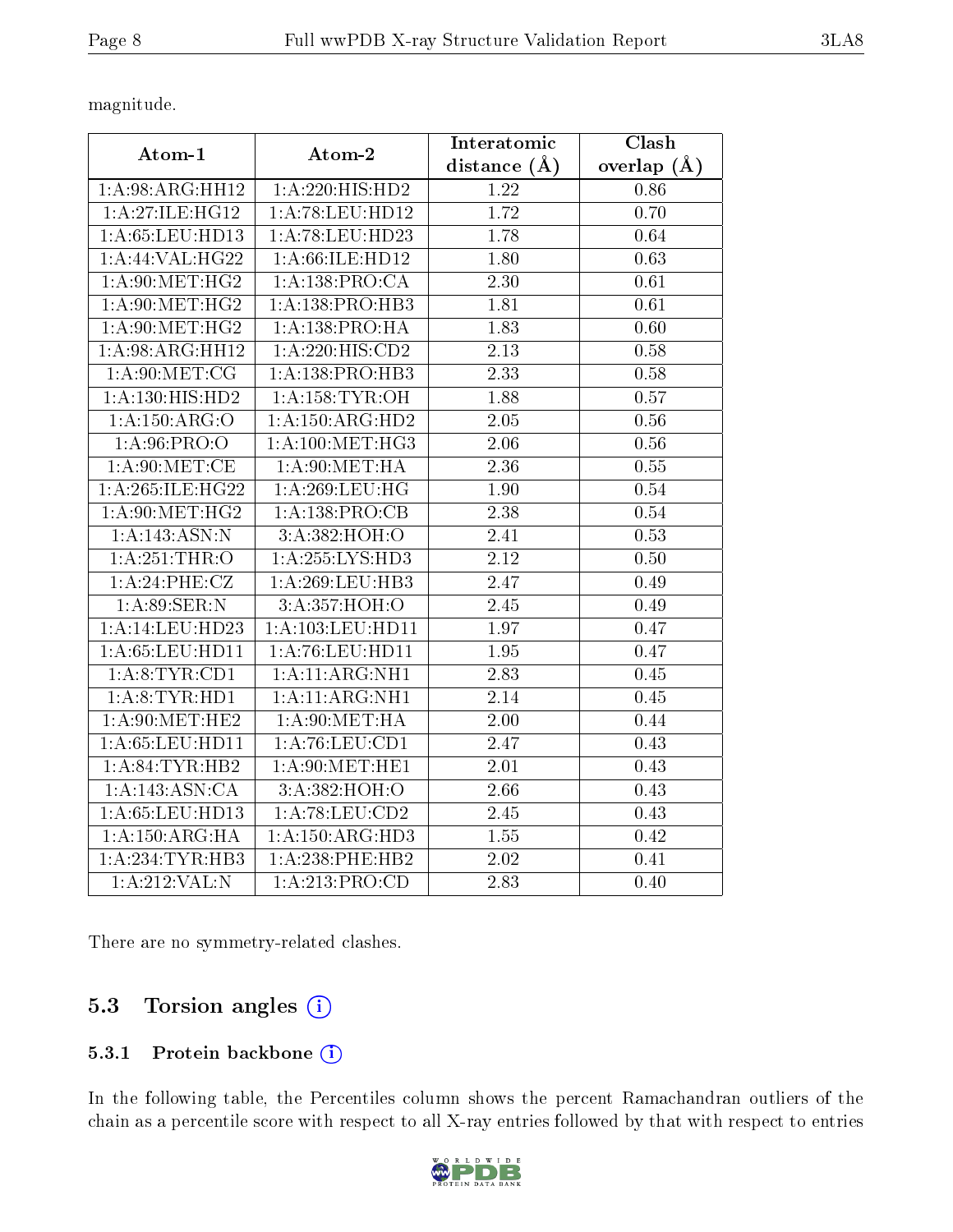magnitude.

| Atom-1 | Atom-2 | Interatomic distance (Å) | Clash overlap (Å) |
|---|---|---|---|
| 1:A:98:ARG:HH12 | 1:A:220:HIS:HD2 | 1.22 | 0.86 |
| 1:A:27:ILE:HG12 | 1:A:78:LEU:HD12 | 1.72 | 0.70 |
| 1:A:65:LEU:HD13 | 1:A:78:LEU:HD23 | 1.78 | 0.64 |
| 1:A:44:VAL:HG22 | 1:A:66:ILE:HD12 | 1.80 | 0.63 |
| 1:A:90:MET:HG2 | 1:A:138:PRO:CA | 2.30 | 0.61 |
| 1:A:90:MET:HG2 | 1:A:138:PRO:HB3 | 1.81 | 0.61 |
| 1:A:90:MET:HG2 | 1:A:138:PRO:HA | 1.83 | 0.60 |
| 1:A:98:ARG:HH12 | 1:A:220:HIS:CD2 | 2.13 | 0.58 |
| 1:A:90:MET:CG | 1:A:138:PRO:HB3 | 2.33 | 0.58 |
| 1:A:130:HIS:HD2 | 1:A:158:TYR:OH | 1.88 | 0.57 |
| 1:A:150:ARG:O | 1:A:150:ARG:HD2 | 2.05 | 0.56 |
| 1:A:96:PRO:O | 1:A:100:MET:HG3 | 2.06 | 0.56 |
| 1:A:90:MET:CE | 1:A:90:MET:HA | 2.36 | 0.55 |
| 1:A:265:ILE:HG22 | 1:A:269:LEU:HG | 1.90 | 0.54 |
| 1:A:90:MET:HG2 | 1:A:138:PRO:CB | 2.38 | 0.54 |
| 1:A:143:ASN:N | 3:A:382:HOH:O | 2.41 | 0.53 |
| 1:A:251:THR:O | 1:A:255:LYS:HD3 | 2.12 | 0.50 |
| 1:A:24:PHE:CZ | 1:A:269:LEU:HB3 | 2.47 | 0.49 |
| 1:A:89:SER:N | 3:A:357:HOH:O | 2.45 | 0.49 |
| 1:A:14:LEU:HD23 | 1:A:103:LEU:HD11 | 1.97 | 0.47 |
| 1:A:65:LEU:HD11 | 1:A:76:LEU:HD11 | 1.95 | 0.47 |
| 1:A:8:TYR:CD1 | 1:A:11:ARG:NH1 | 2.83 | 0.45 |
| 1:A:8:TYR:HD1 | 1:A:11:ARG:NH1 | 2.14 | 0.45 |
| 1:A:90:MET:HE2 | 1:A:90:MET:HA | 2.00 | 0.44 |
| 1:A:65:LEU:HD11 | 1:A:76:LEU:CD1 | 2.47 | 0.43 |
| 1:A:84:TYR:HB2 | 1:A:90:MET:HE1 | 2.01 | 0.43 |
| 1:A:143:ASN:CA | 3:A:382:HOH:O | 2.66 | 0.43 |
| 1:A:65:LEU:HD13 | 1:A:78:LEU:CD2 | 2.45 | 0.43 |
| 1:A:150:ARG:HA | 1:A:150:ARG:HD3 | 1.55 | 0.42 |
| 1:A:234:TYR:HB3 | 1:A:238:PHE:HB2 | 2.02 | 0.41 |
| 1:A:212:VAL:N | 1:A:213:PRO:CD | 2.83 | 0.40 |

There are no symmetry-related clashes.

## 5.3 Torsion angles

### 5.3.1 Protein backbone

In the following table, the Percentiles column shows the percent Ramachandran outliers of the chain as a percentile score with respect to all X-ray entries followed by that with respect to entries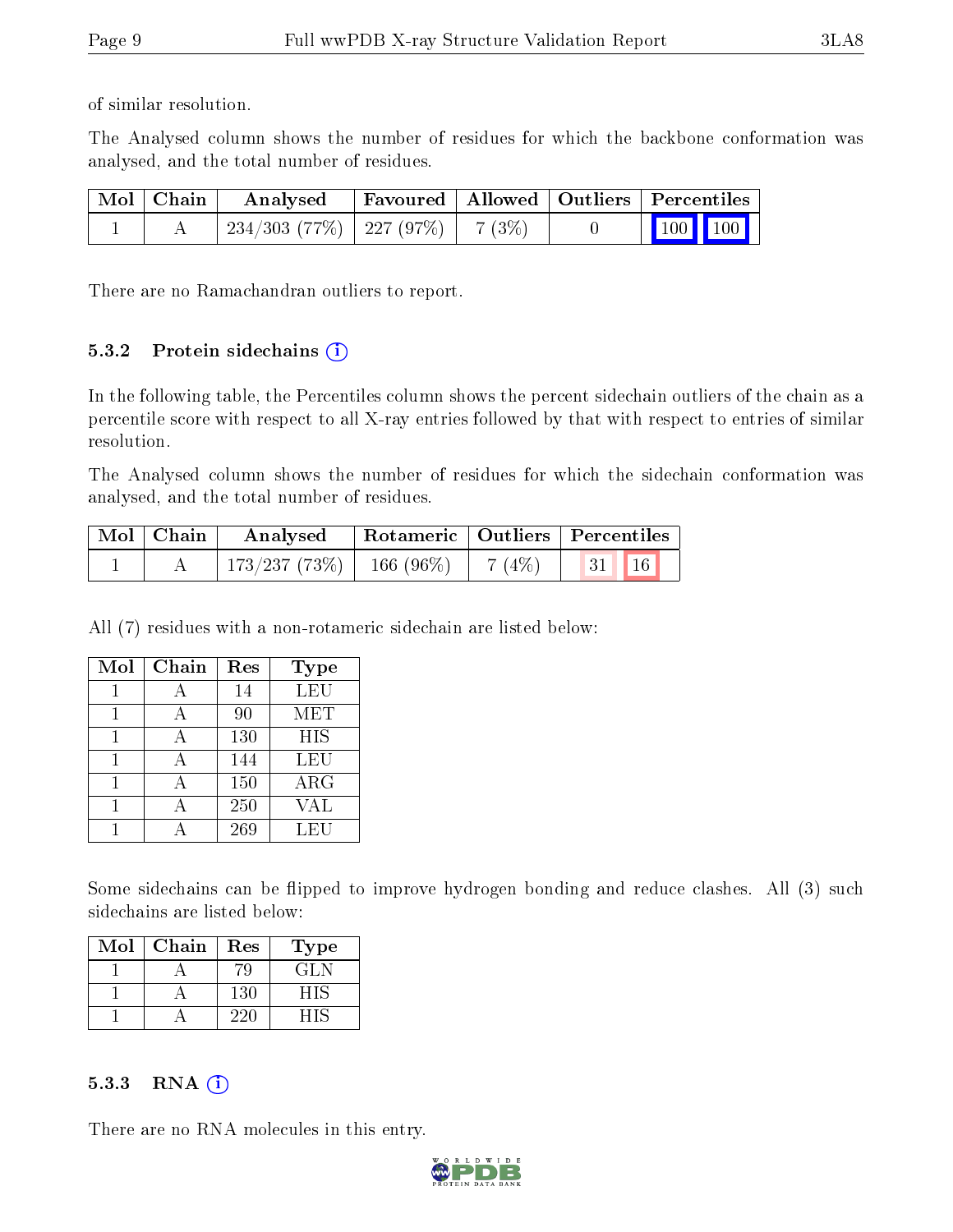of similar resolution.

The Analysed column shows the number of residues for which the backbone conformation was analysed, and the total number of residues.

| Mol | Chain | Analysed | Favoured | Allowed | Outliers | Percentiles | |
|---|---|---|---|---|---|---|---|
| 1 | A | 234/303 (77%) | 227 (97%) | 7 (3%) | 0 | 100 | 100 |

There are no Ramachandran outliers to report.

### 5.3.2 Protein sidechains

In the following table, the Percentiles column shows the percent sidechain outliers of the chain as a percentile score with respect to all X-ray entries followed by that with respect to entries of similar resolution.

The Analysed column shows the number of residues for which the sidechain conformation was analysed, and the total number of residues.

| Mol | Chain | Analysed | Rotameric | Outliers | Percentiles | |
|---|---|---|---|---|---|---|
| 1 | A | 173/237 (73%) | 166 (96%) | 7 (4%) | 31 | 16 |

All (7) residues with a non-rotameric sidechain are listed below:

| Mol | Chain | Res | Type |
|---|---|---|---|
| 1 | A | 14 | LEU |
| 1 | A | 90 | MET |
| 1 | A | 130 | HIS |
| 1 | A | 144 | LEU |
| 1 | A | 150 | ARG |
| 1 | A | 250 | VAL |
| 1 | A | 269 | LEU |

Some sidechains can be flipped to improve hydrogen bonding and reduce clashes. All (3) such sidechains are listed below:

| Mol | Chain | Res | Type |
|---|---|---|---|
| 1 | A | 79 | GLN |
| 1 | A | 130 | HIS |
| 1 | A | 220 | HIS |

### 5.3.3 RNA

There are no RNA molecules in this entry.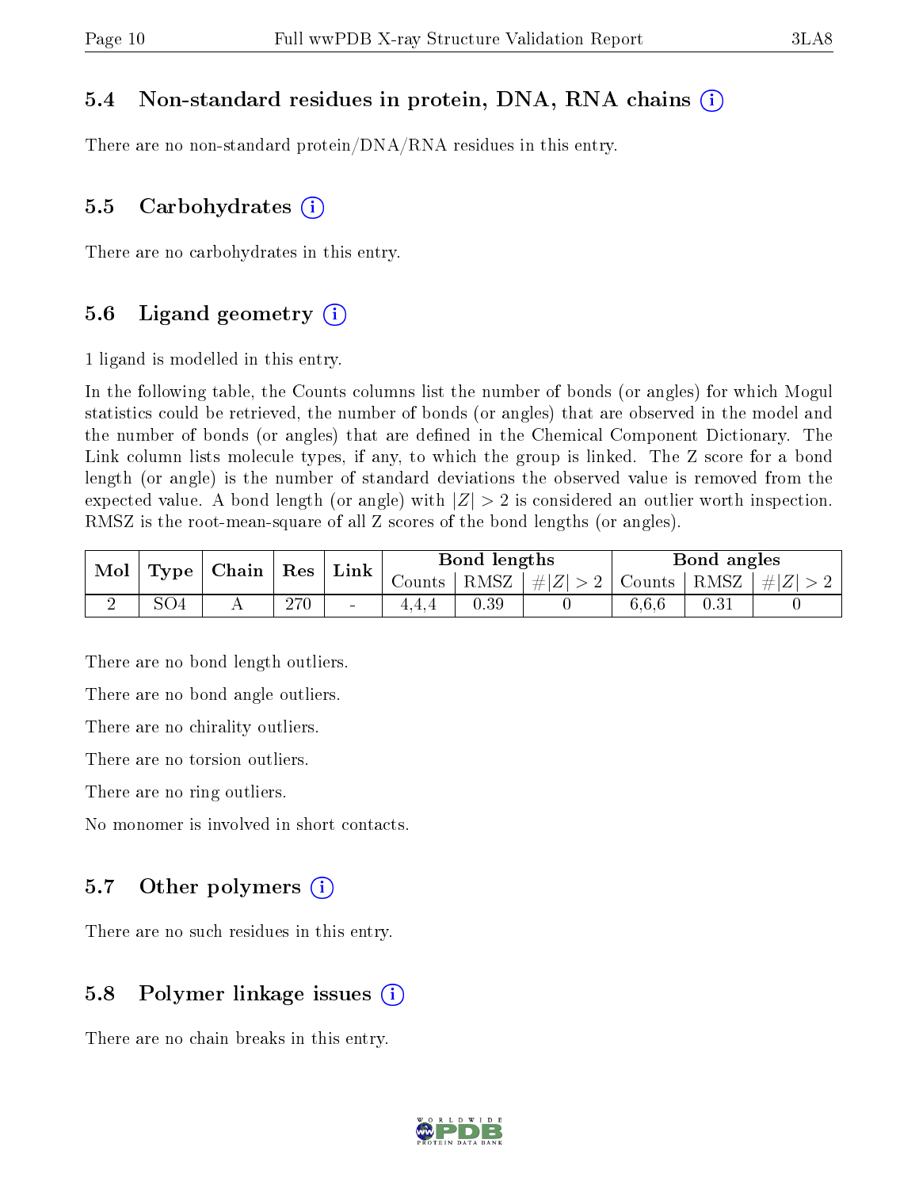### 5.4 Non-standard residues in protein, DNA, RNA chains (i)

There are no non-standard protein/DNA/RNA residues in this entry.

### 5.5 Carbohydrates (i)

There are no carbohydrates in this entry.

### 5.6 Ligand geometry (i)

1 ligand is modelled in this entry.

In the following table, the Counts columns list the number of bonds (or angles) for which Mogul statistics could be retrieved, the number of bonds (or angles) that are observed in the model and the number of bonds (or angles) that are defined in the Chemical Component Dictionary. The Link column lists molecule types, if any, to which the group is linked. The Z score for a bond length (or angle) is the number of standard deviations the observed value is removed from the expected value. A bond length (or angle) with $|Z| > 2$ is considered an outlier worth inspection. RMSZ is the root-mean-square of all Z scores of the bond lengths (or angles).

| Mol | Type | Chain | Res | Link | Bond lengths | | | Bond angles | | |
|---|---|---|---|---|---|---|---|---|---|---|
| | | | | | Counts | RMSZ | $\#\|Z\| > 2$ | Counts | RMSZ | $\#\|Z\| > 2$ |
| 2 | SO4 | A | 270 | - | 4,4,4 | 0.39 | 0 | 6,6,6 | 0.31 | 0 |

There are no bond length outliers.

There are no bond angle outliers.

There are no chirality outliers.

There are no torsion outliers.

There are no ring outliers.

No monomer is involved in short contacts.

### 5.7 Other polymers (i)

There are no such residues in this entry.

### 5.8 Polymer linkage issues (i)

There are no chain breaks in this entry.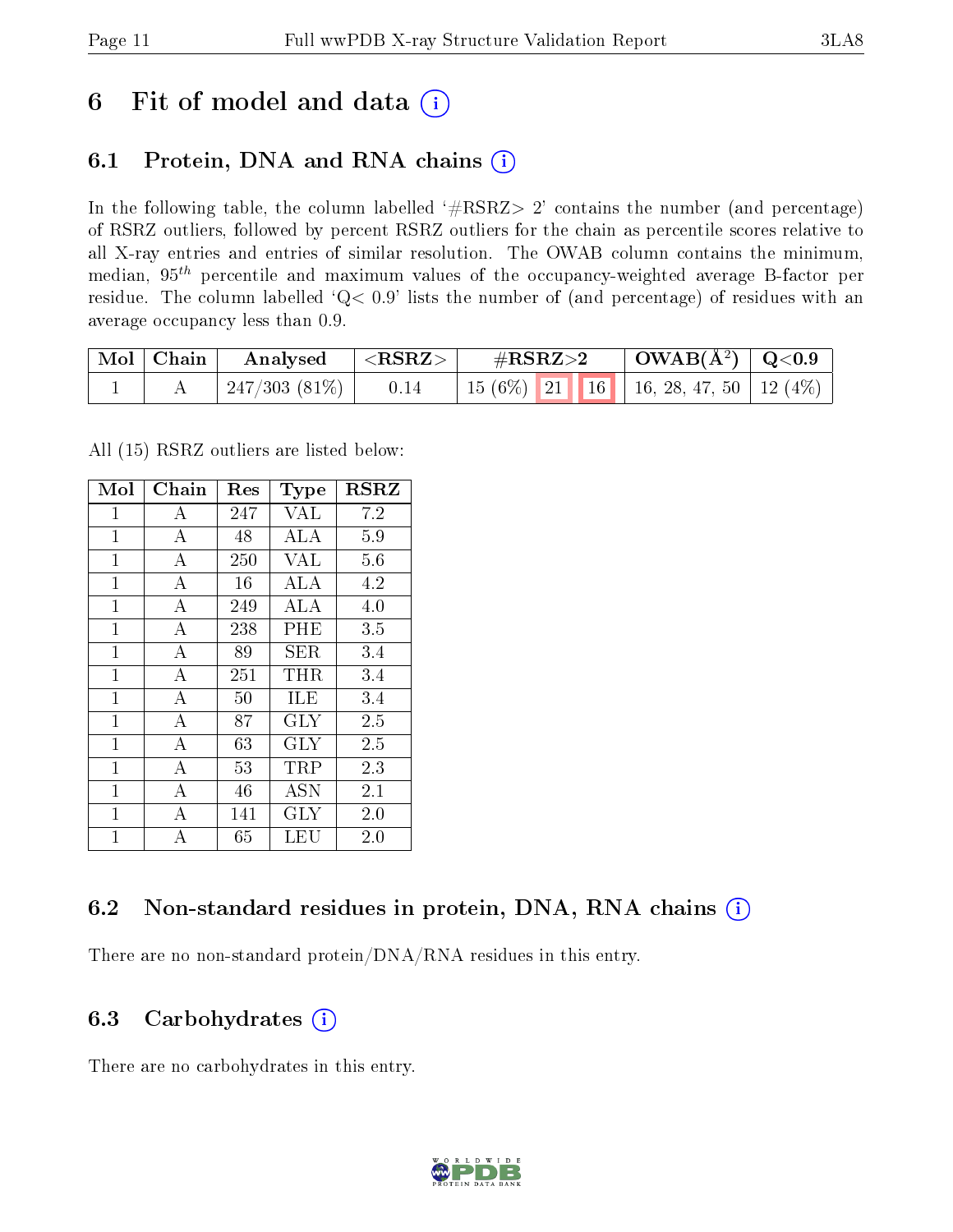# 6 Fit of model and data (i)

## 6.1 Protein, DNA and RNA chains (i)

In the following table, the column labelled '#RSRZ> 2' contains the number (and percentage) of RSRZ outliers, followed by percent RSRZ outliers for the chain as percentile scores relative to all X-ray entries and entries of similar resolution. The OWAB column contains the minimum, median, $95^{th}$ percentile and maximum values of the occupancy-weighted average B-factor per residue. The column labelled 'Q< 0.9' lists the number of (and percentage) of residues with an average occupancy less than 0.9.

| Mol | Chain | Analysed | <RSRZ> | #RSRZ>2 | | | OWAB(Å$^2$) | Q<0.9 |
|---|---|---|---|---|---|---|---|---|
| 1 | A | 247/303 (81%) | 0.14 | 15 (6%) | 21 | 16 | 16, 28, 47, 50 | 12 (4%) |

All (15) RSRZ outliers are listed below:

| Mol | Chain | Res | Type | RSRZ |
|---|---|---|---|---|
| 1 | A | 247 | VAL | 7.2 |
| 1 | A | 48 | ALA | 5.9 |
| 1 | A | 250 | VAL | 5.6 |
| 1 | A | 16 | ALA | 4.2 |
| 1 | A | 249 | ALA | 4.0 |
| 1 | A | 238 | PHE | 3.5 |
| 1 | A | 89 | SER | 3.4 |
| 1 | A | 251 | THR | 3.4 |
| 1 | A | 50 | ILE | 3.4 |
| 1 | A | 87 | GLY | 2.5 |
| 1 | A | 63 | GLY | 2.5 |
| 1 | A | 53 | TRP | 2.3 |
| 1 | A | 46 | ASN | 2.1 |
| 1 | A | 141 | GLY | 2.0 |
| 1 | A | 65 | LEU | 2.0 |

## 6.2 Non-standard residues in protein, DNA, RNA chains (i)

There are no non-standard protein/DNA/RNA residues in this entry.

## 6.3 Carbohydrates (i)

There are no carbohydrates in this entry.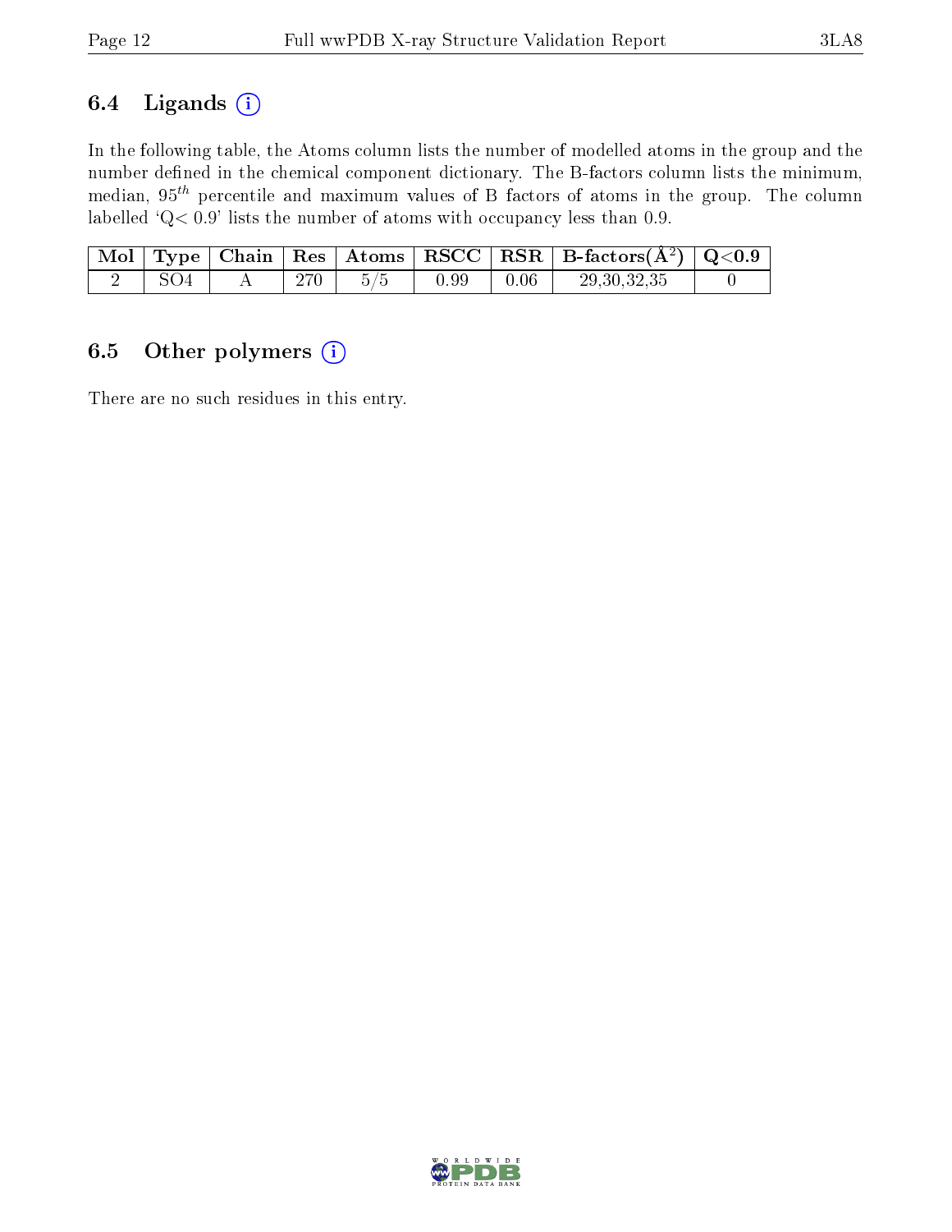### 6.4 Ligands (i)

In the following table, the Atoms column lists the number of modelled atoms in the group and the number defined in the chemical component dictionary. The B-factors column lists the minimum, median, $95^{th}$ percentile and maximum values of B factors of atoms in the group. The column labelled 'Q< 0.9' lists the number of atoms with occupancy less than 0.9.

| Mol | Type | Chain | Res | Atoms | RSCC | RSR | B-factors($Å^2$) | Q<0.9 |
|---|---|---|---|---|---|---|---|---|
| 2 | SO4 | A | 270 | 5/5 | 0.99 | 0.06 | 29,30,32,35 | 0 |

### 6.5 Other polymers (i)

There are no such residues in this entry.